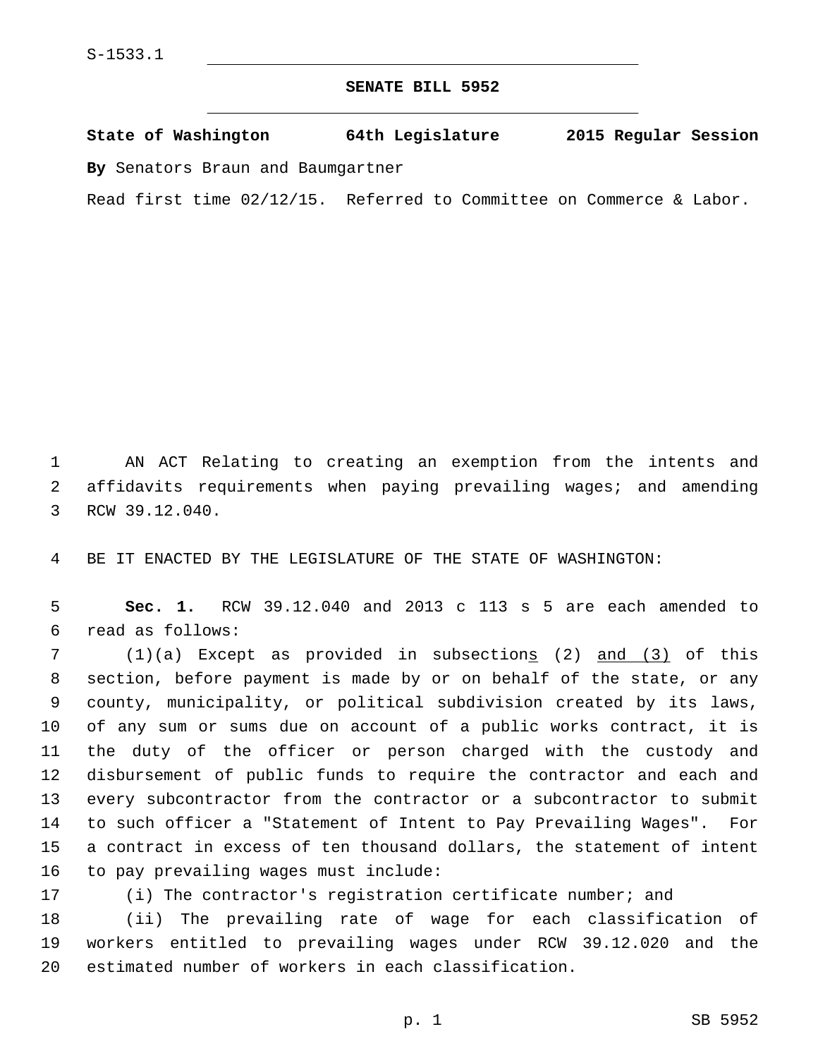S-1533.1

# SENATE BILL 5952

**State of Washington 64th Legislature 2015 Regular Session**

**By** Senators Braun and Baumgartner

Read first time 02/12/15. Referred to Committee on Commerce & Labor.

AN ACT Relating to creating an exemption from the intents and affidavits requirements when paying prevailing wages; and amending RCW 39.12.040.

BE IT ENACTED BY THE LEGISLATURE OF THE STATE OF WASHINGTON:

**Sec. 1.** RCW 39.12.040 and 2013 c 113 s 5 are each amended to read as follows:

(1)(a) Except as provided in subsection<u>s</u> (2) <u>and (3)</u> of this section, before payment is made by or on behalf of the state, or any county, municipality, or political subdivision created by its laws, of any sum or sums due on account of a public works contract, it is the duty of the officer or person charged with the custody and disbursement of public funds to require the contractor and each and every subcontractor from the contractor or a subcontractor to submit to such officer a "Statement of Intent to Pay Prevailing Wages". For a contract in excess of ten thousand dollars, the statement of intent to pay prevailing wages must include:

(i) The contractor's registration certificate number; and

(ii) The prevailing rate of wage for each classification of workers entitled to prevailing wages under RCW 39.12.020 and the estimated number of workers in each classification.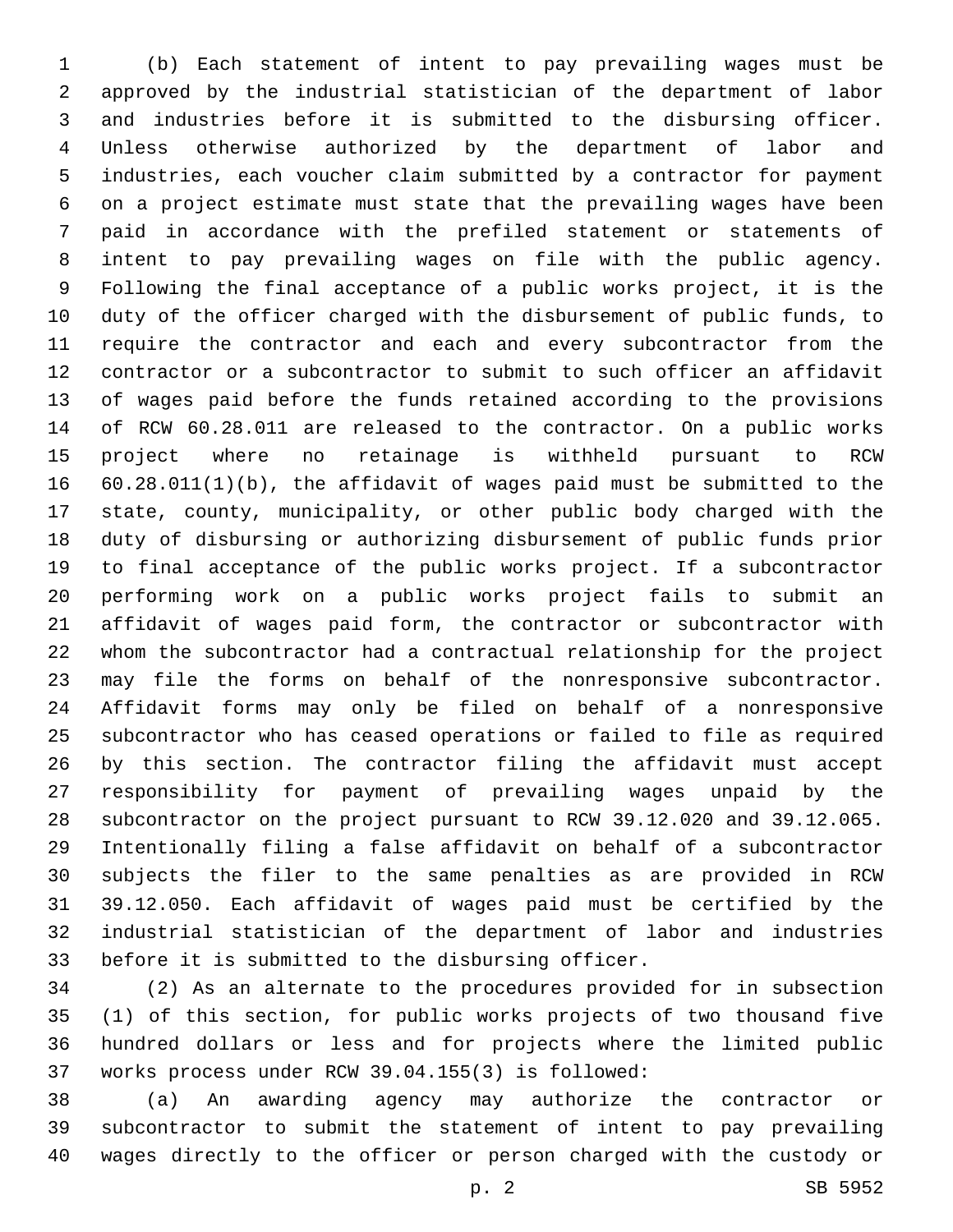(b) Each statement of intent to pay prevailing wages must be approved by the industrial statistician of the department of labor and industries before it is submitted to the disbursing officer. Unless otherwise authorized by the department of labor and industries, each voucher claim submitted by a contractor for payment on a project estimate must state that the prevailing wages have been paid in accordance with the prefiled statement or statements of intent to pay prevailing wages on file with the public agency. Following the final acceptance of a public works project, it is the duty of the officer charged with the disbursement of public funds, to require the contractor and each and every subcontractor from the contractor or a subcontractor to submit to such officer an affidavit of wages paid before the funds retained according to the provisions of RCW 60.28.011 are released to the contractor. On a public works project where no retainage is withheld pursuant to RCW 60.28.011(1)(b), the affidavit of wages paid must be submitted to the state, county, municipality, or other public body charged with the duty of disbursing or authorizing disbursement of public funds prior to final acceptance of the public works project. If a subcontractor performing work on a public works project fails to submit an affidavit of wages paid form, the contractor or subcontractor with whom the subcontractor had a contractual relationship for the project may file the forms on behalf of the nonresponsive subcontractor. Affidavit forms may only be filed on behalf of a nonresponsive subcontractor who has ceased operations or failed to file as required by this section. The contractor filing the affidavit must accept responsibility for payment of prevailing wages unpaid by the subcontractor on the project pursuant to RCW 39.12.020 and 39.12.065. Intentionally filing a false affidavit on behalf of a subcontractor subjects the filer to the same penalties as are provided in RCW 39.12.050. Each affidavit of wages paid must be certified by the industrial statistician of the department of labor and industries before it is submitted to the disbursing officer.

(2) As an alternate to the procedures provided for in subsection (1) of this section, for public works projects of two thousand five hundred dollars or less and for projects where the limited public works process under RCW 39.04.155(3) is followed:

(a) An awarding agency may authorize the contractor or subcontractor to submit the statement of intent to pay prevailing wages directly to the officer or person charged with the custody or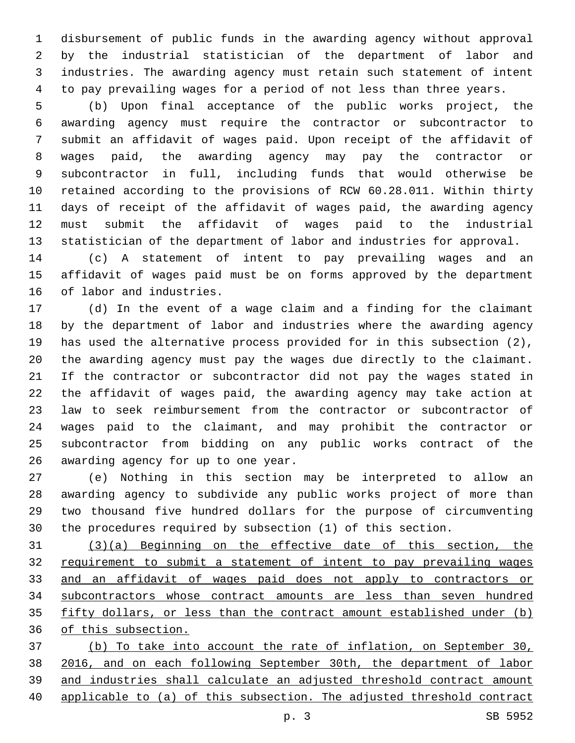disbursement of public funds in the awarding agency without approval by the industrial statistician of the department of labor and industries. The awarding agency must retain such statement of intent to pay prevailing wages for a period of not less than three years.

(b) Upon final acceptance of the public works project, the awarding agency must require the contractor or subcontractor to submit an affidavit of wages paid. Upon receipt of the affidavit of wages paid, the awarding agency may pay the contractor or subcontractor in full, including funds that would otherwise be retained according to the provisions of RCW 60.28.011. Within thirty days of receipt of the affidavit of wages paid, the awarding agency must submit the affidavit of wages paid to the industrial statistician of the department of labor and industries for approval.

(c) A statement of intent to pay prevailing wages and an affidavit of wages paid must be on forms approved by the department of labor and industries.

(d) In the event of a wage claim and a finding for the claimant by the department of labor and industries where the awarding agency has used the alternative process provided for in this subsection (2), the awarding agency must pay the wages due directly to the claimant. If the contractor or subcontractor did not pay the wages stated in the affidavit of wages paid, the awarding agency may take action at law to seek reimbursement from the contractor or subcontractor of wages paid to the claimant, and may prohibit the contractor or subcontractor from bidding on any public works contract of the awarding agency for up to one year.

(e) Nothing in this section may be interpreted to allow an awarding agency to subdivide any public works project of more than two thousand five hundred dollars for the purpose of circumventing the procedures required by subsection (1) of this section.

<u>(3)(a) Beginning on the effective date of this section, the requirement to submit a statement of intent to pay prevailing wages and an affidavit of wages paid does not apply to contractors or subcontractors whose contract amounts are less than seven hundred fifty dollars, or less than the contract amount established under (b) of this subsection.</u>

<u>(b) To take into account the rate of inflation, on September 30, 2016, and on each following September 30th, the department of labor and industries shall calculate an adjusted threshold contract amount applicable to (a) of this subsection. The adjusted threshold contract</u>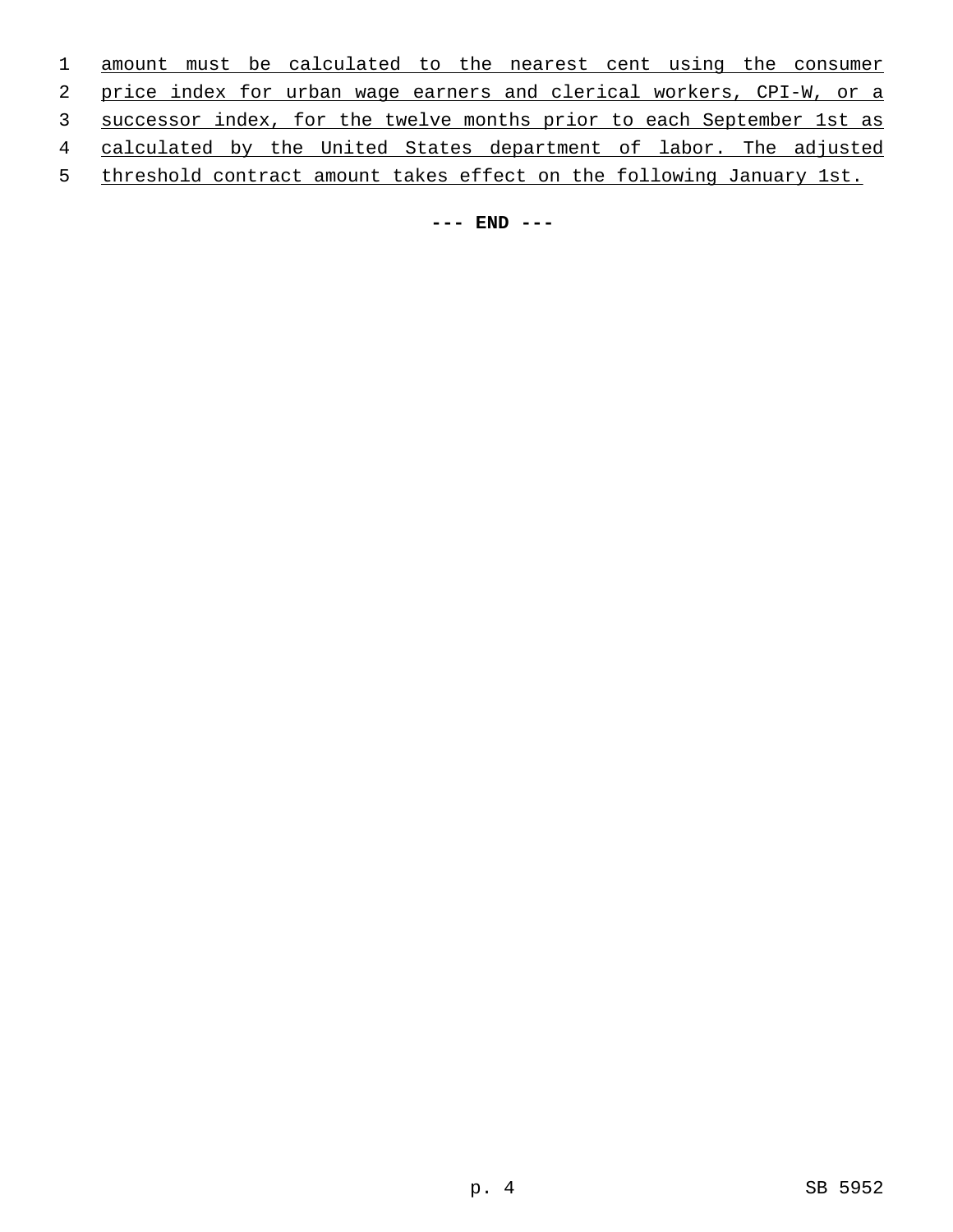amount must be calculated to the nearest cent using the consumer price index for urban wage earners and clerical workers, CPI-W, or a successor index, for the twelve months prior to each September 1st as calculated by the United States department of labor. The adjusted threshold contract amount takes effect on the following January 1st.

**--- END ---**